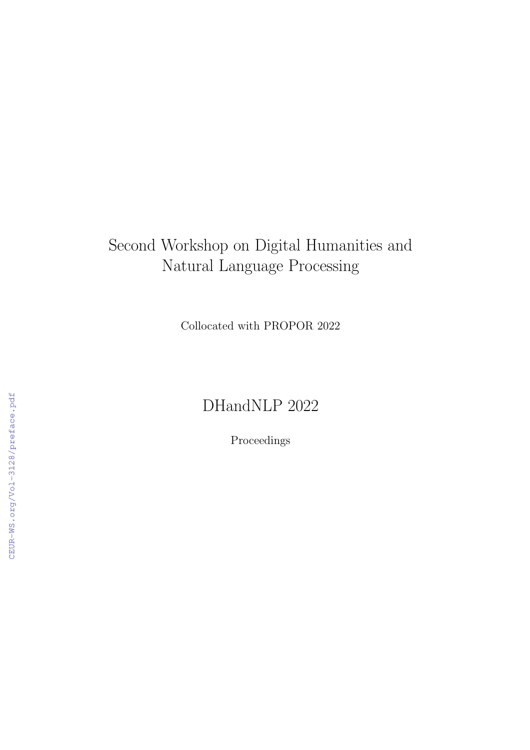# Second Workshop on Digital Humanities and Natural Language Processing

Collocated with PROPOR 2022

## DHandNLP 2022

Proceedings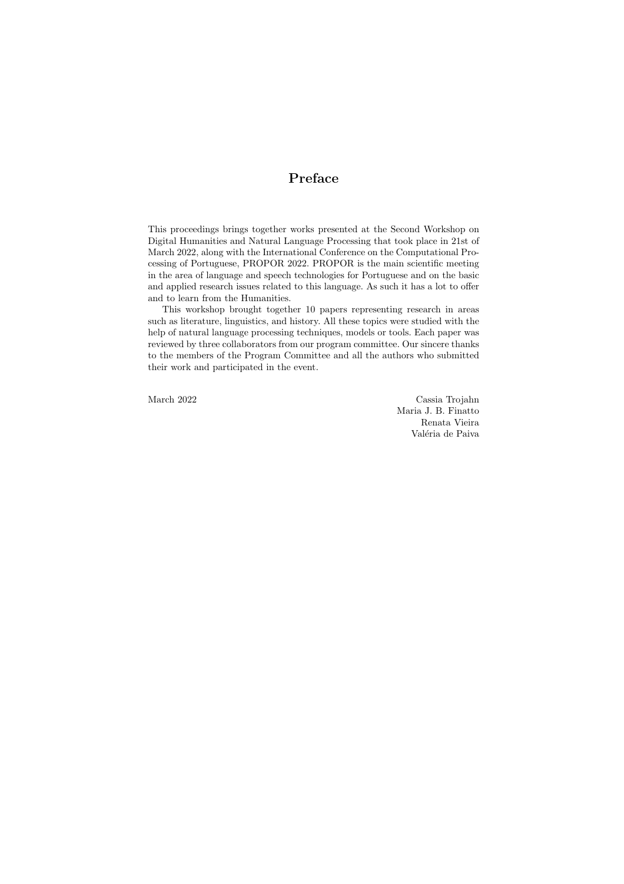# Preface

This proceedings brings together works presented at the Second Workshop on Digital Humanities and Natural Language Processing that took place in 21st of March 2022, along with the International Conference on the Computational Processing of Portuguese, PROPOR 2022. PROPOR is the main scientific meeting in the area of language and speech technologies for Portuguese and on the basic and applied research issues related to this language. As such it has a lot to offer and to learn from the Humanities.

This workshop brought together 10 papers representing research in areas such as literature, linguistics, and history. All these topics were studied with the help of natural language processing techniques, models or tools. Each paper was reviewed by three collaborators from our program committee. Our sincere thanks to the members of the Program Committee and all the authors who submitted their work and participated in the event.

March 2022

Cassia Trojahn
Maria J. B. Finatto
Renata Vieira
Valéria de Paiva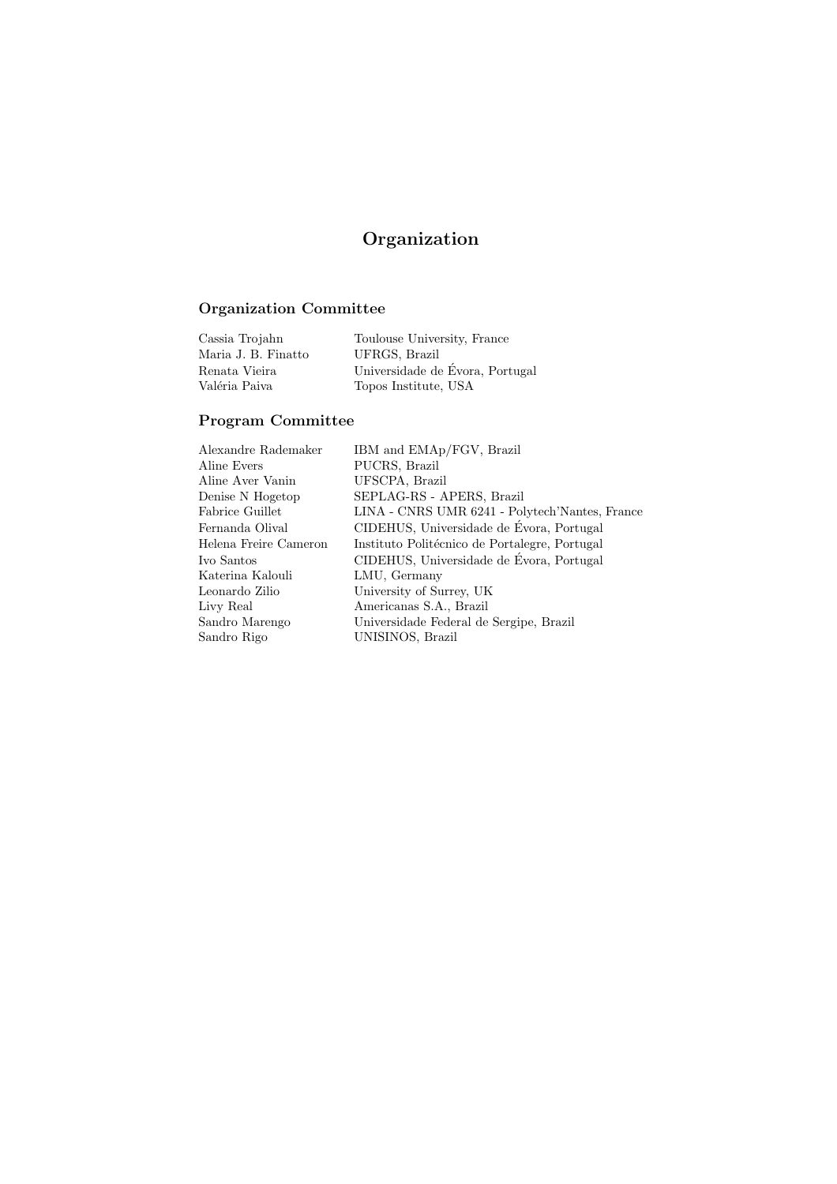# Organization

## Organization Committee

| | |
|---|---|
| Cassia Trojahn | Toulouse University, France |
| Maria J. B. Finatto | UFRGS, Brazil |
| Renata Vieira | Universidade de Évora, Portugal |
| Valéria Paiva | Topos Institute, USA |

## Program Committee

| | |
|---|---|
| Alexandre Rademaker | IBM and EMAp/FGV, Brazil |
| Aline Evers | PUCRS, Brazil |
| Aline Aver Vanin | UFSCPA, Brazil |
| Denise N Hogetop | SEPLAG-RS - APERS, Brazil |
| Fabrice Guillet | LINA - CNRS UMR 6241 - Polytech'Nantes, France |
| Fernanda Olival | CIDEHUS, Universidade de Évora, Portugal |
| Helena Freire Cameron | Instituto Politécnico de Portalegre, Portugal |
| Ivo Santos | CIDEHUS, Universidade de Évora, Portugal |
| Katerina Kalouli | LMU, Germany |
| Leonardo Zilio | University of Surrey, UK |
| Livy Real | Americanas S.A., Brazil |
| Sandro Marengo | Universidade Federal de Sergipe, Brazil |
| Sandro Rigo | UNISINOS, Brazil |